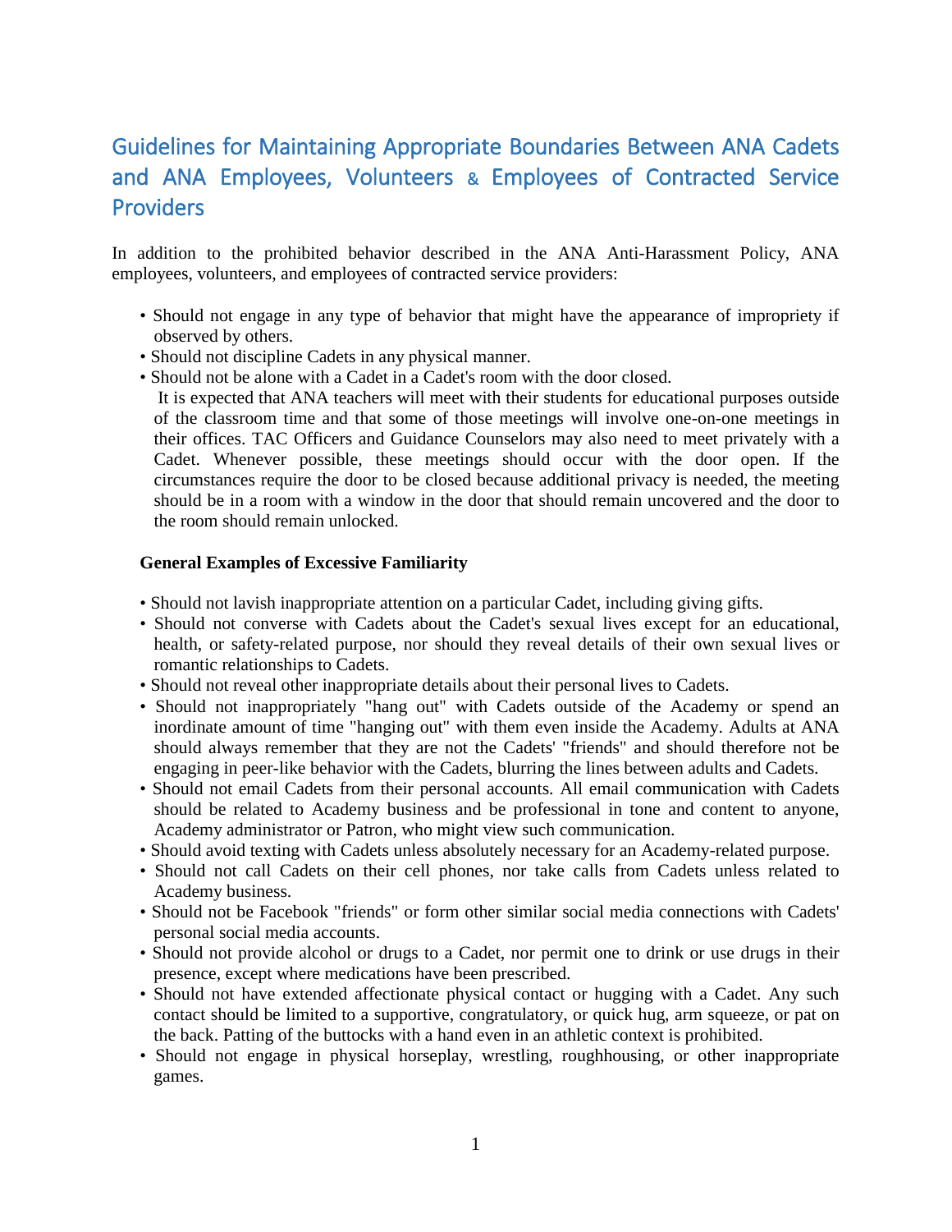# Guidelines for Maintaining Appropriate Boundaries Between ANA Cadets and ANA Employees, Volunteers & Employees of Contracted Service Providers

In addition to the prohibited behavior described in the ANA Anti-Harassment Policy, ANA employees, volunteers, and employees of contracted service providers:

- Should not engage in any type of behavior that might have the appearance of impropriety if observed by others.
- Should not discipline Cadets in any physical manner.
- Should not be alone with a Cadet in a Cadet's room with the door closed.
  It is expected that ANA teachers will meet with their students for educational purposes outside of the classroom time and that some of those meetings will involve one-on-one meetings in their offices. TAC Officers and Guidance Counselors may also need to meet privately with a Cadet. Whenever possible, these meetings should occur with the door open. If the circumstances require the door to be closed because additional privacy is needed, the meeting should be in a room with a window in the door that should remain uncovered and the door to the room should remain unlocked.

**General Examples of Excessive Familiarity**

- Should not lavish inappropriate attention on a particular Cadet, including giving gifts.
- Should not converse with Cadets about the Cadet's sexual lives except for an educational, health, or safety-related purpose, nor should they reveal details of their own sexual lives or romantic relationships to Cadets.
- Should not reveal other inappropriate details about their personal lives to Cadets.
- Should not inappropriately "hang out" with Cadets outside of the Academy or spend an inordinate amount of time "hanging out" with them even inside the Academy. Adults at ANA should always remember that they are not the Cadets' "friends" and should therefore not be engaging in peer-like behavior with the Cadets, blurring the lines between adults and Cadets.
- Should not email Cadets from their personal accounts. All email communication with Cadets should be related to Academy business and be professional in tone and content to anyone, Academy administrator or Patron, who might view such communication.
- Should avoid texting with Cadets unless absolutely necessary for an Academy-related purpose.
- Should not call Cadets on their cell phones, nor take calls from Cadets unless related to Academy business.
- Should not be Facebook "friends" or form other similar social media connections with Cadets' personal social media accounts.
- Should not provide alcohol or drugs to a Cadet, nor permit one to drink or use drugs in their presence, except where medications have been prescribed.
- Should not have extended affectionate physical contact or hugging with a Cadet. Any such contact should be limited to a supportive, congratulatory, or quick hug, arm squeeze, or pat on the back. Patting of the buttocks with a hand even in an athletic context is prohibited.
- Should not engage in physical horseplay, wrestling, roughhousing, or other inappropriate games.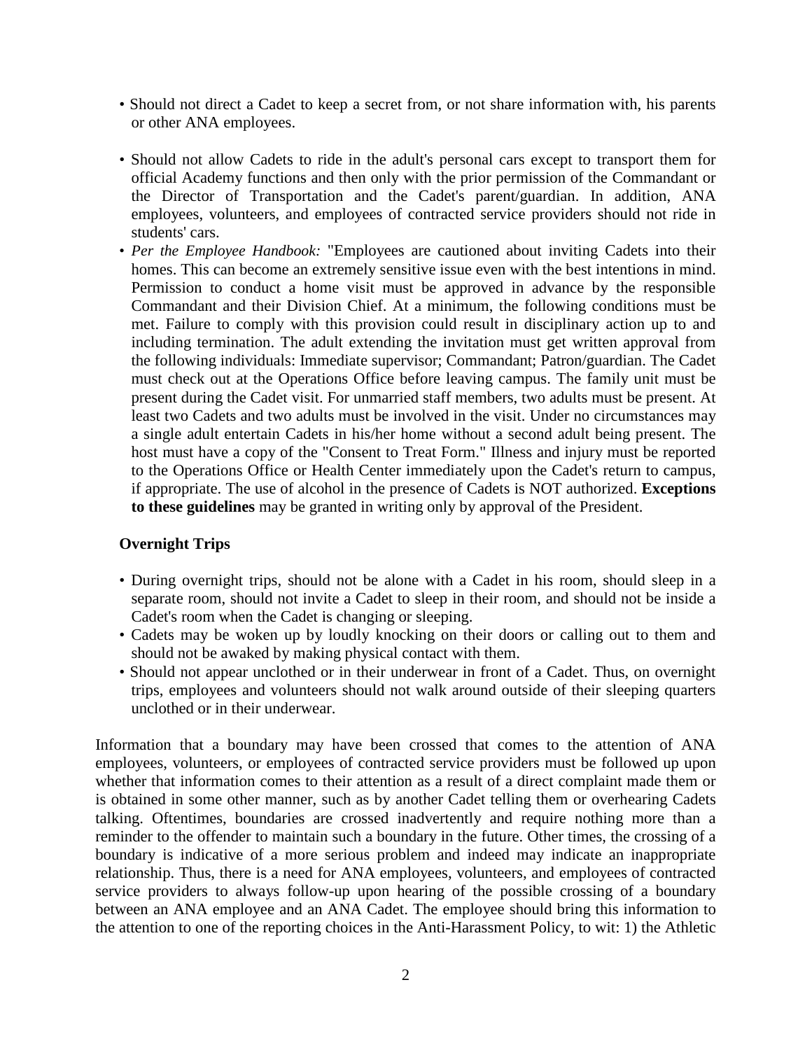- Should not direct a Cadet to keep a secret from, or not share information with, his parents or other ANA employees.
- Should not allow Cadets to ride in the adult's personal cars except to transport them for official Academy functions and then only with the prior permission of the Commandant or the Director of Transportation and the Cadet's parent/guardian. In addition, ANA employees, volunteers, and employees of contracted service providers should not ride in students' cars.
- *Per the Employee Handbook:* "Employees are cautioned about inviting Cadets into their homes. This can become an extremely sensitive issue even with the best intentions in mind. Permission to conduct a home visit must be approved in advance by the responsible Commandant and their Division Chief. At a minimum, the following conditions must be met. Failure to comply with this provision could result in disciplinary action up to and including termination. The adult extending the invitation must get written approval from the following individuals: Immediate supervisor; Commandant; Patron/guardian. The Cadet must check out at the Operations Office before leaving campus. The family unit must be present during the Cadet visit. For unmarried staff members, two adults must be present. At least two Cadets and two adults must be involved in the visit. Under no circumstances may a single adult entertain Cadets in his/her home without a second adult being present. The host must have a copy of the "Consent to Treat Form." Illness and injury must be reported to the Operations Office or Health Center immediately upon the Cadet's return to campus, if appropriate. The use of alcohol in the presence of Cadets is NOT authorized. **Exceptions to these guidelines** may be granted in writing only by approval of the President.

**Overnight Trips**

- During overnight trips, should not be alone with a Cadet in his room, should sleep in a separate room, should not invite a Cadet to sleep in their room, and should not be inside a Cadet's room when the Cadet is changing or sleeping.
- Cadets may be woken up by loudly knocking on their doors or calling out to them and should not be awaked by making physical contact with them.
- Should not appear unclothed or in their underwear in front of a Cadet. Thus, on overnight trips, employees and volunteers should not walk around outside of their sleeping quarters unclothed or in their underwear.

Information that a boundary may have been crossed that comes to the attention of ANA employees, volunteers, or employees of contracted service providers must be followed up upon whether that information comes to their attention as a result of a direct complaint made them or is obtained in some other manner, such as by another Cadet telling them or overhearing Cadets talking. Oftentimes, boundaries are crossed inadvertently and require nothing more than a reminder to the offender to maintain such a boundary in the future. Other times, the crossing of a boundary is indicative of a more serious problem and indeed may indicate an inappropriate relationship. Thus, there is a need for ANA employees, volunteers, and employees of contracted service providers to always follow-up upon hearing of the possible crossing of a boundary between an ANA employee and an ANA Cadet. The employee should bring this information to the attention to one of the reporting choices in the Anti-Harassment Policy, to wit: 1) the Athletic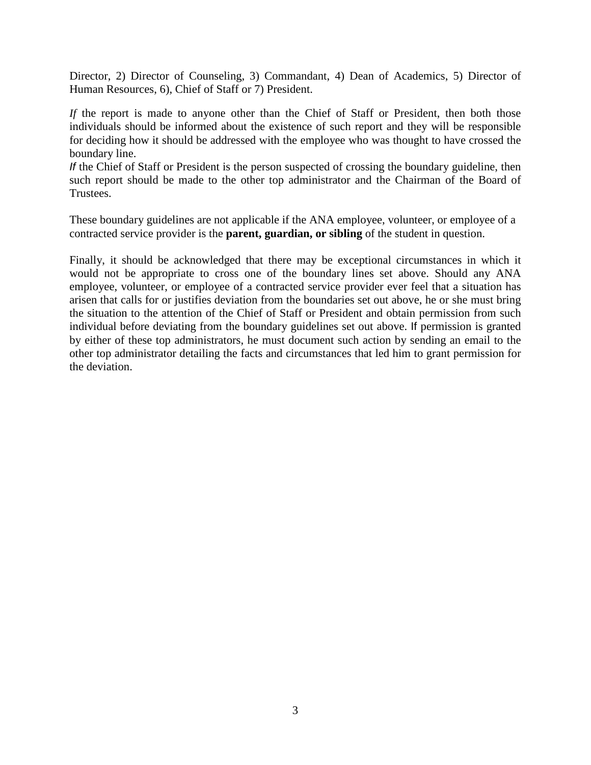Director, 2) Director of Counseling, 3) Commandant, 4) Dean of Academics, 5) Director of Human Resources, 6), Chief of Staff or 7) President.

*If* the report is made to anyone other than the Chief of Staff or President, then both those individuals should be informed about the existence of such report and they will be responsible for deciding how it should be addressed with the employee who was thought to have crossed the boundary line.
*If* the Chief of Staff or President is the person suspected of crossing the boundary guideline, then such report should be made to the other top administrator and the Chairman of the Board of Trustees.

These boundary guidelines are not applicable if the ANA employee, volunteer, or employee of a contracted service provider is the **parent, guardian, or sibling** of the student in question.

Finally, it should be acknowledged that there may be exceptional circumstances in which it would not be appropriate to cross one of the boundary lines set above. Should any ANA employee, volunteer, or employee of a contracted service provider ever feel that a situation has arisen that calls for or justifies deviation from the boundaries set out above, he or she must bring the situation to the attention of the Chief of Staff or President and obtain permission from such individual before deviating from the boundary guidelines set out above. If permission is granted by either of these top administrators, he must document such action by sending an email to the other top administrator detailing the facts and circumstances that led him to grant permission for the deviation.